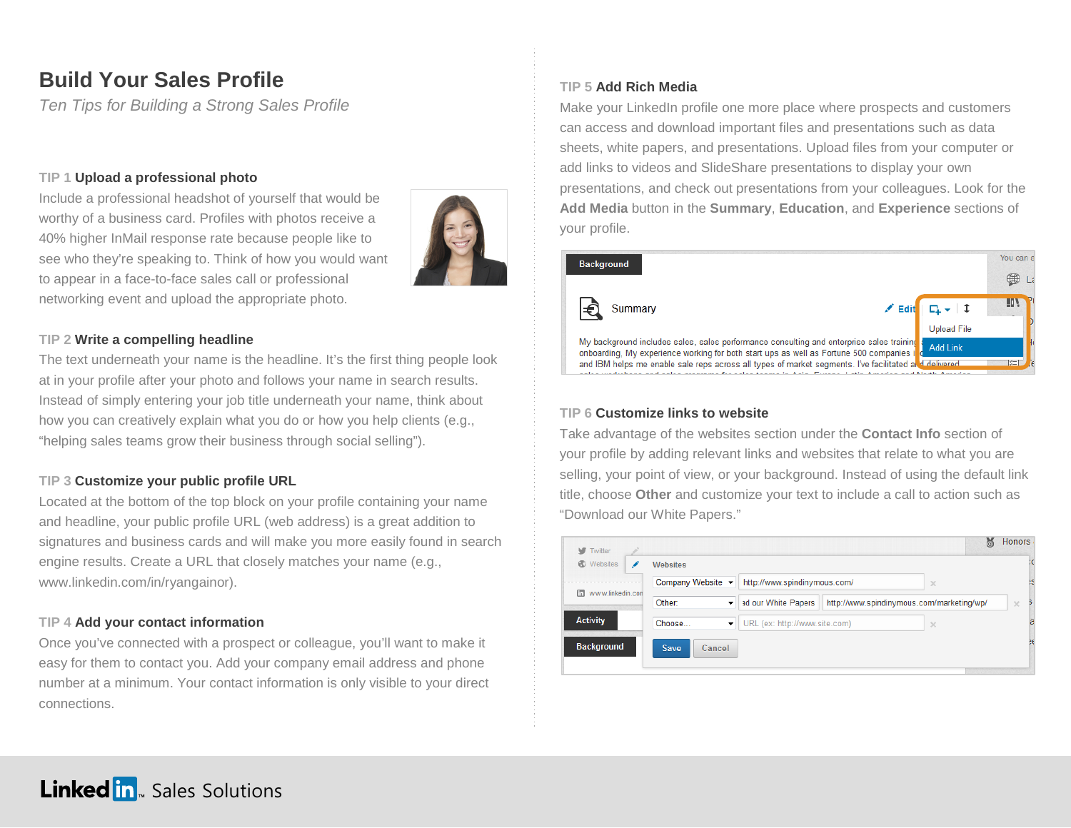# Build Your Sales Profile

*Ten Tips for Building a Strong Sales Profile*

### TIP 1 Upload a professional photo

Include a professional headshot of yourself that would be worthy of a business card. Profiles with photos receive a 40% higher InMail response rate because people like to see who they're speaking to. Think of how you would want to appear in a face-to-face sales call or professional networking event and upload the appropriate photo.

### TIP 2 Write a compelling headline

The text underneath your name is the headline. It's the first thing people look at in your profile after your photo and follows your name in search results. Instead of simply entering your job title underneath your name, think about how you can creatively explain what you do or how you help clients (e.g., "helping sales teams grow their business through social selling").

### TIP 3 Customize your public profile URL

Located at the bottom of the top block on your profile containing your name and headline, your public profile URL (web address) is a great addition to signatures and business cards and will make you more easily found in search engine results. Create a URL that closely matches your name (e.g., www.linkedin.com/in/ryangainor).

### TIP 4 Add your contact information

Once you've connected with a prospect or colleague, you'll want to make it easy for them to contact you. Add your company email address and phone number at a minimum. Your contact information is only visible to your direct connections.

### TIP 5 Add Rich Media

Make your LinkedIn profile one more place where prospects and customers can access and download important files and presentations such as data sheets, white papers, and presentations. Upload files from your computer or add links to videos and SlideShare presentations to display your own presentations, and check out presentations from your colleagues. Look for the **Add Media** button in the **Summary**, **Education**, and **Experience** sections of your profile.

### TIP 6 Customize links to website

Take advantage of the websites section under the **Contact Info** section of your profile by adding relevant links and websites that relate to what you are selling, your point of view, or your background. Instead of using the default link title, choose **Other** and customize your text to include a call to action such as "Download our White Papers."

LinkedIn Sales Solutions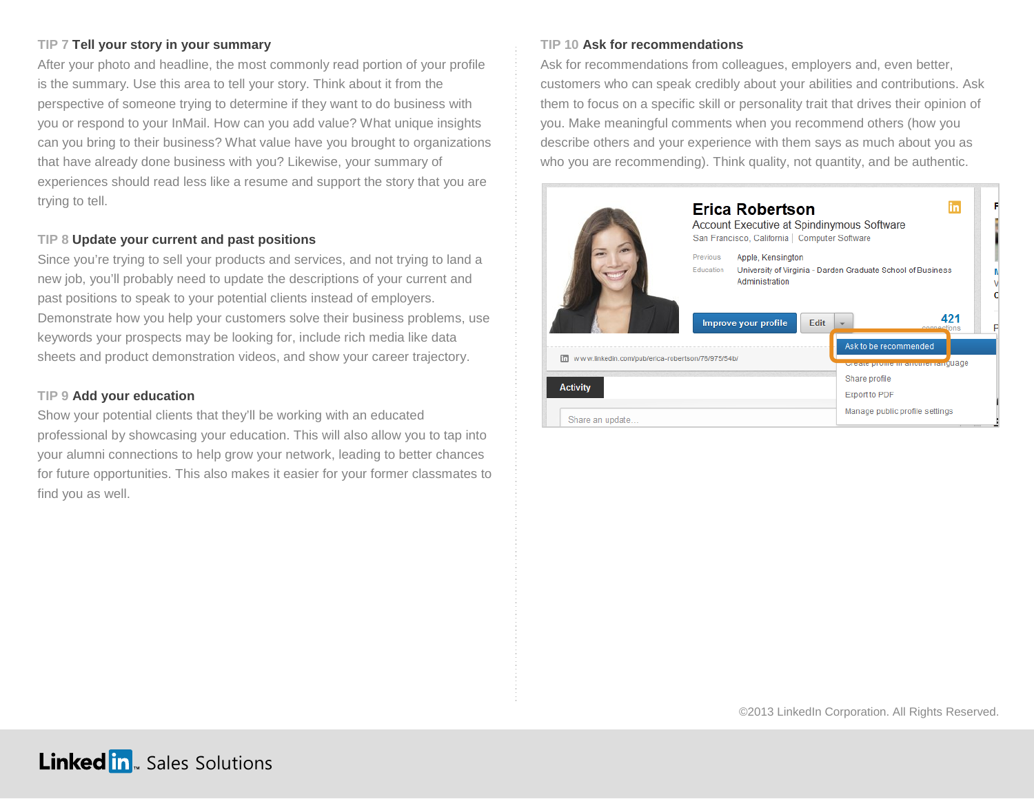## TIP 7 Tell your story in your summary

After your photo and headline, the most commonly read portion of your profile is the summary. Use this area to tell your story. Think about it from the perspective of someone trying to determine if they want to do business with you or respond to your InMail. How can you add value? What unique insights can you bring to their business? What value have you brought to organizations that have already done business with you? Likewise, your summary of experiences should read less like a resume and support the story that you are trying to tell.

## TIP 8 Update your current and past positions

Since you're trying to sell your products and services, and not trying to land a new job, you'll probably need to update the descriptions of your current and past positions to speak to your potential clients instead of employers. Demonstrate how you help your customers solve their business problems, use keywords your prospects may be looking for, include rich media like data sheets and product demonstration videos, and show your career trajectory.

## TIP 9 Add your education

Show your potential clients that they'll be working with an educated professional by showcasing your education. This will also allow you to tap into your alumni connections to help grow your network, leading to better chances for future opportunities. This also makes it easier for your former classmates to find you as well.

## TIP 10 Ask for recommendations

Ask for recommendations from colleagues, employers and, even better, customers who can speak credibly about your abilities and contributions. Ask them to focus on a specific skill or personality trait that drives their opinion of you. Make meaningful comments when you recommend others (how you describe others and your experience with them says as much about you as who you are recommending). Think quality, not quantity, and be authentic.

©2013 LinkedIn Corporation. All Rights Reserved.

LinkedIn Sales Solutions